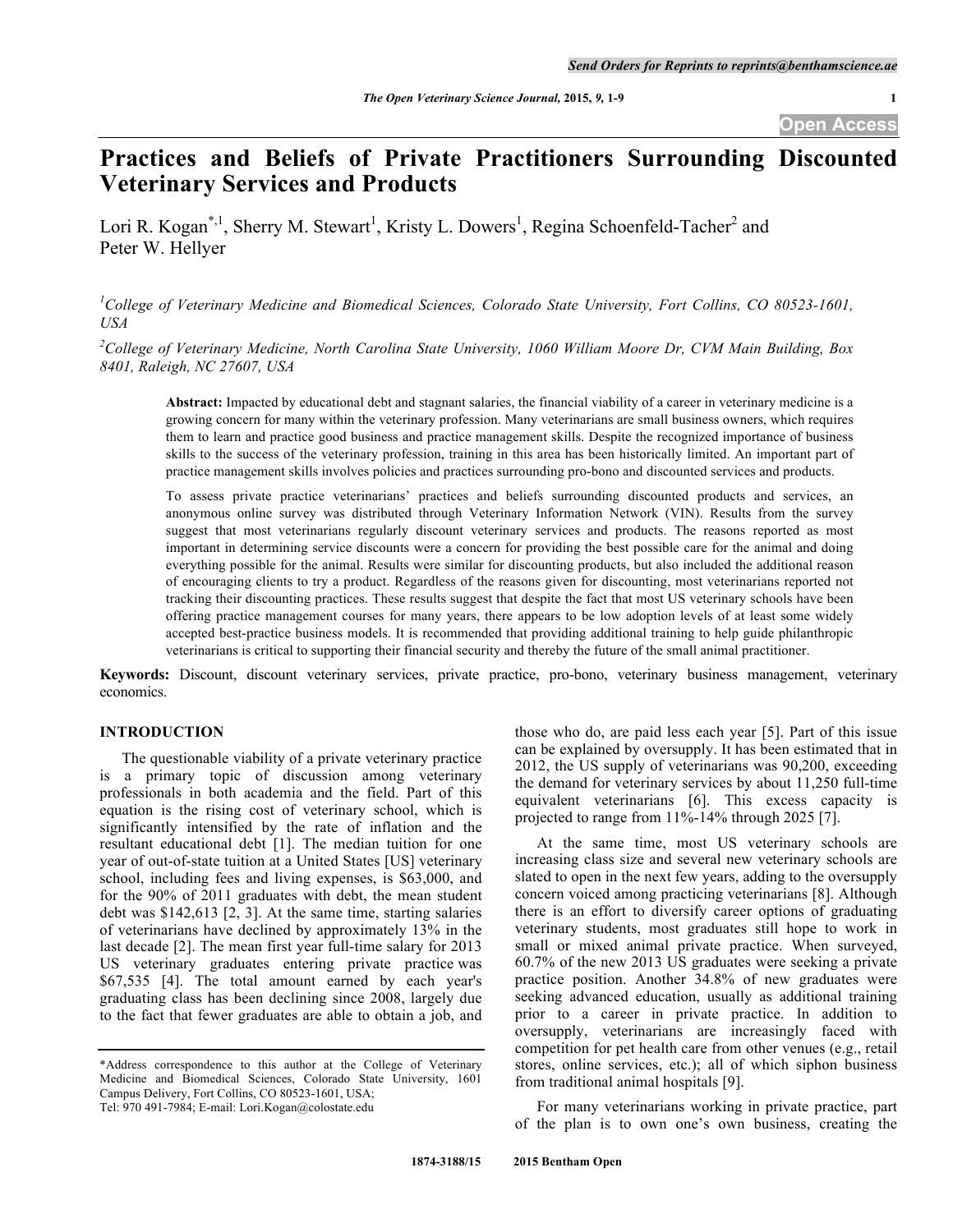# Practices and Beliefs of Private Practitioners Surrounding Discounted Veterinary Services and Products

Lori R. Kogan[*,1], Sherry M. Stewart[1], Kristy L. Dowers[1], Regina Schoenfeld-Tacher[2] and Peter W. Hellyer

[1]College of Veterinary Medicine and Biomedical Sciences, Colorado State University, Fort Collins, CO 80523-1601, USA

[2]College of Veterinary Medicine, North Carolina State University, 1060 William Moore Dr, CVM Main Building, Box 8401, Raleigh, NC 27607, USA

**Abstract:** Impacted by educational debt and stagnant salaries, the financial viability of a career in veterinary medicine is a growing concern for many within the veterinary profession. Many veterinarians are small business owners, which requires them to learn and practice good business and practice management skills. Despite the recognized importance of business skills to the success of the veterinary profession, training in this area has been historically limited. An important part of practice management skills involves policies and practices surrounding pro-bono and discounted services and products.

To assess private practice veterinarians' practices and beliefs surrounding discounted products and services, an anonymous online survey was distributed through Veterinary Information Network (VIN). Results from the survey suggest that most veterinarians regularly discount veterinary services and products. The reasons reported as most important in determining service discounts were a concern for providing the best possible care for the animal and doing everything possible for the animal. Results were similar for discounting products, but also included the additional reason of encouraging clients to try a product. Regardless of the reasons given for discounting, most veterinarians reported not tracking their discounting practices. These results suggest that despite the fact that most US veterinary schools have been offering practice management courses for many years, there appears to be low adoption levels of at least some widely accepted best-practice business models. It is recommended that providing additional training to help guide philanthropic veterinarians is critical to supporting their financial security and thereby the future of the small animal practitioner.

**Keywords:** Discount, discount veterinary services, private practice, pro-bono, veterinary business management, veterinary economics.

## INTRODUCTION

The questionable viability of a private veterinary practice is a primary topic of discussion among veterinary professionals in both academia and the field. Part of this equation is the rising cost of veterinary school, which is significantly intensified by the rate of inflation and the resultant educational debt [1]. The median tuition for one year of out-of-state tuition at a United States [US] veterinary school, including fees and living expenses, is $63,000, and for the 90% of 2011 graduates with debt, the mean student debt was $142,613 [2, 3]. At the same time, starting salaries of veterinarians have declined by approximately 13% in the last decade [2]. The mean first year full-time salary for 2013 US veterinary graduates entering private practice was $67,535 [4]. The total amount earned by each year's graduating class has been declining since 2008, largely due to the fact that fewer graduates are able to obtain a job, and those who do, are paid less each year [5]. Part of this issue can be explained by oversupply. It has been estimated that in 2012, the US supply of veterinarians was 90,200, exceeding the demand for veterinary services by about 11,250 full-time equivalent veterinarians [6]. This excess capacity is projected to range from 11%-14% through 2025 [7].

At the same time, most US veterinary schools are increasing class size and several new veterinary schools are slated to open in the next few years, adding to the oversupply concern voiced among practicing veterinarians [8]. Although there is an effort to diversify career options of graduating veterinary students, most graduates still hope to work in small or mixed animal private practice. When surveyed, 60.7% of the new 2013 US graduates were seeking a private practice position. Another 34.8% of new graduates were seeking advanced education, usually as additional training prior to a career in private practice. In addition to oversupply, veterinarians are increasingly faced with competition for pet health care from other venues (e.g., retail stores, online services, etc.); all of which siphon business from traditional animal hospitals [9].

For many veterinarians working in private practice, part of the plan is to own one's own business, creating the

*Address correspondence to this author at the College of Veterinary Medicine and Biomedical Sciences, Colorado State University, 1601 Campus Delivery, Fort Collins, CO 80523-1601, USA; Tel: 970 491-7984; E-mail: Lori.Kogan@colostate.edu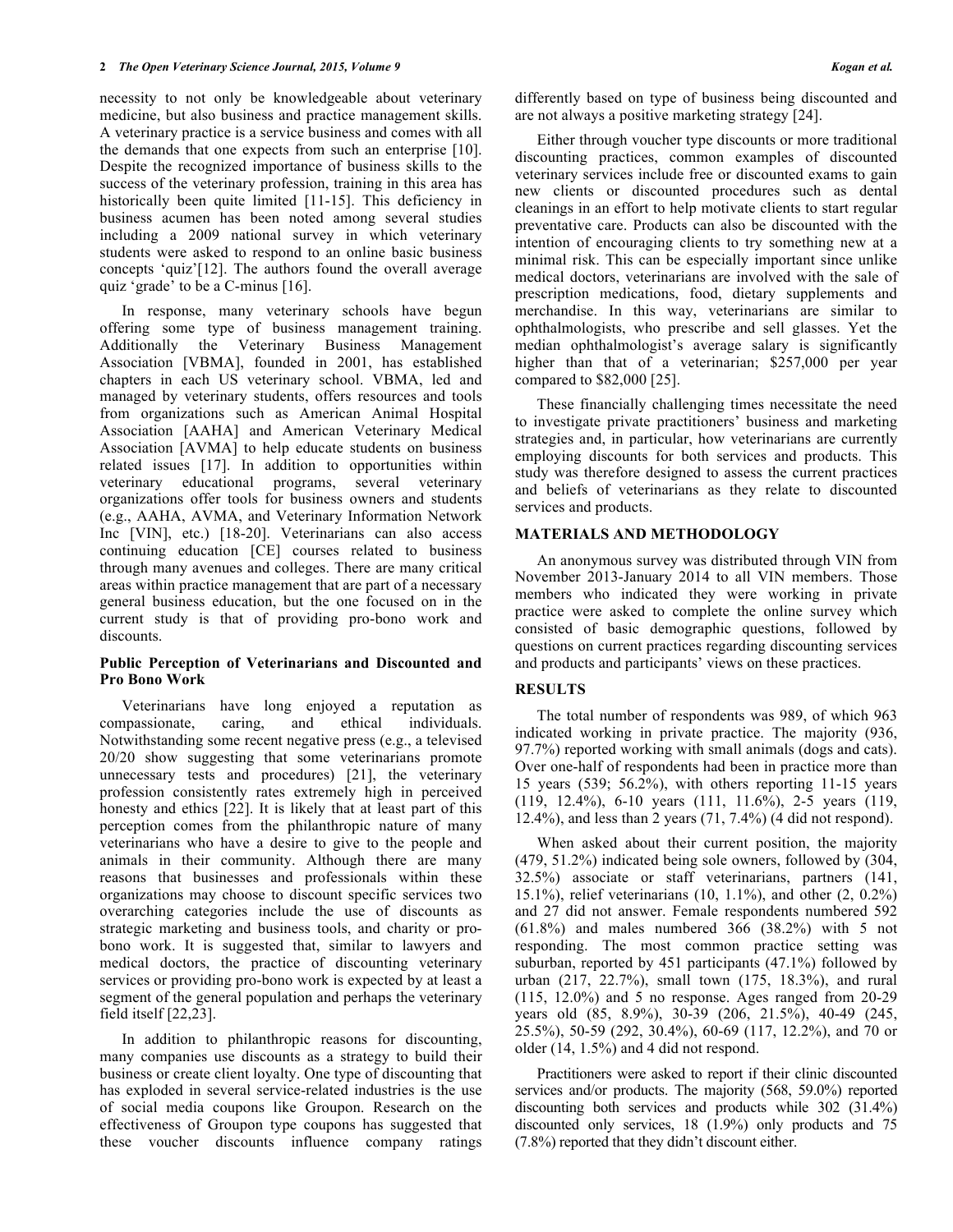necessity to not only be knowledgeable about veterinary medicine, but also business and practice management skills. A veterinary practice is a service business and comes with all the demands that one expects from such an enterprise [10]. Despite the recognized importance of business skills to the success of the veterinary profession, training in this area has historically been quite limited [11-15]. This deficiency in business acumen has been noted among several studies including a 2009 national survey in which veterinary students were asked to respond to an online basic business concepts 'quiz'[12]. The authors found the overall average quiz 'grade' to be a C-minus [16].

In response, many veterinary schools have begun offering some type of business management training. Additionally the Veterinary Business Management Association [VBMA], founded in 2001, has established chapters in each US veterinary school. VBMA, led and managed by veterinary students, offers resources and tools from organizations such as American Animal Hospital Association [AAHA] and American Veterinary Medical Association [AVMA] to help educate students on business related issues [17]. In addition to opportunities within veterinary educational programs, several veterinary organizations offer tools for business owners and students (e.g., AAHA, AVMA, and Veterinary Information Network Inc [VIN], etc.) [18-20]. Veterinarians can also access continuing education [CE] courses related to business through many avenues and colleges. There are many critical areas within practice management that are part of a necessary general business education, but the one focused on in the current study is that of providing pro-bono work and discounts.

### Public Perception of Veterinarians and Discounted and Pro Bono Work

Veterinarians have long enjoyed a reputation as compassionate, caring, and ethical individuals. Notwithstanding some recent negative press (e.g., a televised 20/20 show suggesting that some veterinarians promote unnecessary tests and procedures) [21], the veterinary profession consistently rates extremely high in perceived honesty and ethics [22]. It is likely that at least part of this perception comes from the philanthropic nature of many veterinarians who have a desire to give to the people and animals in their community. Although there are many reasons that businesses and professionals within these organizations may choose to discount specific services two overarching categories include the use of discounts as strategic marketing and business tools, and charity or pro-bono work. It is suggested that, similar to lawyers and medical doctors, the practice of discounting veterinary services or providing pro-bono work is expected by at least a segment of the general population and perhaps the veterinary field itself [22,23].

In addition to philanthropic reasons for discounting, many companies use discounts as a strategy to build their business or create client loyalty. One type of discounting that has exploded in several service-related industries is the use of social media coupons like Groupon. Research on the effectiveness of Groupon type coupons has suggested that these voucher discounts influence company ratings differently based on type of business being discounted and are not always a positive marketing strategy [24].

Either through voucher type discounts or more traditional discounting practices, common examples of discounted veterinary services include free or discounted exams to gain new clients or discounted procedures such as dental cleanings in an effort to help motivate clients to start regular preventative care. Products can also be discounted with the intention of encouraging clients to try something new at a minimal risk. This can be especially important since unlike medical doctors, veterinarians are involved with the sale of prescription medications, food, dietary supplements and merchandise. In this way, veterinarians are similar to ophthalmologists, who prescribe and sell glasses. Yet the median ophthalmologist's average salary is significantly higher than that of a veterinarian; $257,000 per year compared to $82,000 [25].

These financially challenging times necessitate the need to investigate private practitioners' business and marketing strategies and, in particular, how veterinarians are currently employing discounts for both services and products. This study was therefore designed to assess the current practices and beliefs of veterinarians as they relate to discounted services and products.

## MATERIALS AND METHODOLOGY

An anonymous survey was distributed through VIN from November 2013-January 2014 to all VIN members. Those members who indicated they were working in private practice were asked to complete the online survey which consisted of basic demographic questions, followed by questions on current practices regarding discounting services and products and participants' views on these practices.

## RESULTS

The total number of respondents was 989, of which 963 indicated working in private practice. The majority (936, 97.7%) reported working with small animals (dogs and cats). Over one-half of respondents had been in practice more than 15 years (539; 56.2%), with others reporting 11-15 years (119, 12.4%), 6-10 years (111, 11.6%), 2-5 years (119, 12.4%), and less than 2 years (71, 7.4%) (4 did not respond).

When asked about their current position, the majority (479, 51.2%) indicated being sole owners, followed by (304, 32.5%) associate or staff veterinarians, partners (141, 15.1%), relief veterinarians (10, 1.1%), and other (2, 0.2%) and 27 did not answer. Female respondents numbered 592 (61.8%) and males numbered 366 (38.2%) with 5 not responding. The most common practice setting was suburban, reported by 451 participants (47.1%) followed by urban (217, 22.7%), small town (175, 18.3%), and rural (115, 12.0%) and 5 no response. Ages ranged from 20-29 years old (85, 8.9%), 30-39 (206, 21.5%), 40-49 (245, 25.5%), 50-59 (292, 30.4%), 60-69 (117, 12.2%), and 70 or older (14, 1.5%) and 4 did not respond.

Practitioners were asked to report if their clinic discounted services and/or products. The majority (568, 59.0%) reported discounting both services and products while 302 (31.4%) discounted only services, 18 (1.9%) only products and 75 (7.8%) reported that they didn't discount either.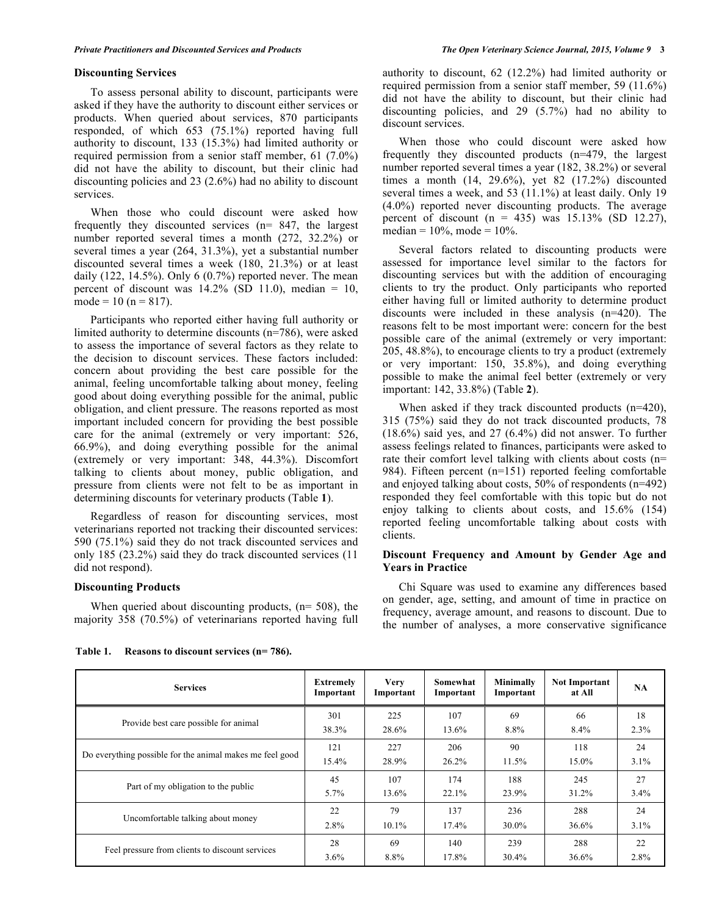### Discounting Services

To assess personal ability to discount, participants were asked if they have the authority to discount either services or products. When queried about services, 870 participants responded, of which 653 (75.1%) reported having full authority to discount, 133 (15.3%) had limited authority or required permission from a senior staff member, 61 (7.0%) did not have the ability to discount, but their clinic had discounting policies and 23 (2.6%) had no ability to discount services.

When those who could discount were asked how frequently they discounted services (n= 847, the largest number reported several times a month (272, 32.2%) or several times a year (264, 31.3%), yet a substantial number discounted several times a week (180, 21.3%) or at least daily (122, 14.5%). Only 6 (0.7%) reported never. The mean percent of discount was 14.2% (SD 11.0), median = 10, mode = 10 (n = 817).

Participants who reported either having full authority or limited authority to determine discounts (n=786), were asked to assess the importance of several factors as they relate to the decision to discount services. These factors included: concern about providing the best care possible for the animal, feeling uncomfortable talking about money, feeling good about doing everything possible for the animal, public obligation, and client pressure. The reasons reported as most important included concern for providing the best possible care for the animal (extremely or very important: 526, 66.9%), and doing everything possible for the animal (extremely or very important: 348, 44.3%). Discomfort talking to clients about money, public obligation, and pressure from clients were not felt to be as important in determining discounts for veterinary products (Table **1**).

Regardless of reason for discounting services, most veterinarians reported not tracking their discounted services: 590 (75.1%) said they do not track discounted services and only 185 (23.2%) said they do track discounted services (11 did not respond).

### Discounting Products

When queried about discounting products, (n= 508), the majority 358 (70.5%) of veterinarians reported having full authority to discount, 62 (12.2%) had limited authority or required permission from a senior staff member, 59 (11.6%) did not have the ability to discount, but their clinic had discounting policies, and 29 (5.7%) had no ability to discount services.

When those who could discount were asked how frequently they discounted products (n=479, the largest number reported several times a year (182, 38.2%) or several times a month (14, 29.6%), yet 82 (17.2%) discounted several times a week, and 53 (11.1%) at least daily. Only 19 (4.0%) reported never discounting products. The average percent of discount (n = 435) was 15.13% (SD 12.27), median = 10%, mode = 10%.

Several factors related to discounting products were assessed for importance level similar to the factors for discounting services but with the addition of encouraging clients to try the product. Only participants who reported either having full or limited authority to determine product discounts were included in these analysis (n=420). The reasons felt to be most important were: concern for the best possible care of the animal (extremely or very important: 205, 48.8%), to encourage clients to try a product (extremely or very important: 150, 35.8%), and doing everything possible to make the animal feel better (extremely or very important: 142, 33.8%) (Table **2**).

When asked if they track discounted products (n=420), 315 (75%) said they do not track discounted products, 78 (18.6%) said yes, and 27 (6.4%) did not answer. To further assess feelings related to finances, participants were asked to rate their comfort level talking with clients about costs (n= 984). Fifteen percent (n=151) reported feeling comfortable and enjoyed talking about costs, 50% of respondents (n=492) responded they feel comfortable with this topic but do not enjoy talking to clients about costs, and 15.6% (154) reported feeling uncomfortable talking about costs with clients.

### Discount Frequency and Amount by Gender Age and Years in Practice

Chi Square was used to examine any differences based on gender, age, setting, and amount of time in practice on frequency, average amount, and reasons to discount. Due to the number of analyses, a more conservative significance

**Table 1. Reasons to discount services (n= 786).**

| Services | Extremely Important | Very Important | Somewhat Important | Minimally Important | Not Important at All | NA |
|---|---|---|---|---|---|---|
| Provide best care possible for animal | 301<br>38.3% | 225<br>28.6% | 107<br>13.6% | 69<br>8.8% | 66<br>8.4% | 18<br>2.3% |
| Do everything possible for the animal makes me feel good | 121<br>15.4% | 227<br>28.9% | 206<br>26.2% | 90<br>11.5% | 118<br>15.0% | 24<br>3.1% |
| Part of my obligation to the public | 45<br>5.7% | 107<br>13.6% | 174<br>22.1% | 188<br>23.9% | 245<br>31.2% | 27<br>3.4% |
| Uncomfortable talking about money | 22<br>2.8% | 79<br>10.1% | 137<br>17.4% | 236<br>30.0% | 288<br>36.6% | 24<br>3.1% |
| Feel pressure from clients to discount services | 28<br>3.6% | 69<br>8.8% | 140<br>17.8% | 239<br>30.4% | 288<br>36.6% | 22<br>2.8% |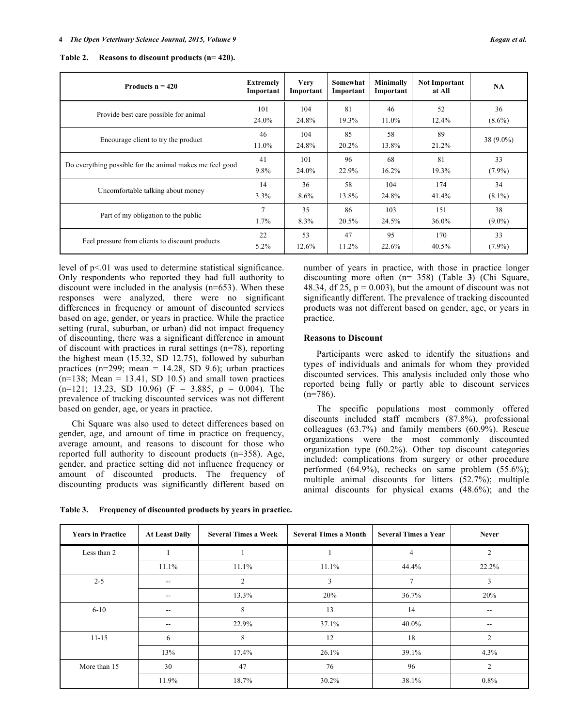**Table 2. Reasons to discount products (n= 420).**

| Products n = 420 | Extremely Important | Very Important | Somewhat Important | Minimally Important | Not Important at All | NA |
|---|---|---|---|---|---|---|
| Provide best care possible for animal | 101<br>24.0% | 104<br>24.8% | 81<br>19.3% | 46<br>11.0% | 52<br>12.4% | 36<br>(8.6%) |
| Encourage client to try the product | 46<br>11.0% | 104<br>24.8% | 85<br>20.2% | 58<br>13.8% | 89<br>21.2% | 38 (9.0%) |
| Do everything possible for the animal makes me feel good | 41<br>9.8% | 101<br>24.0% | 96<br>22.9% | 68<br>16.2% | 81<br>19.3% | 33<br>(7.9%) |
| Uncomfortable talking about money | 14<br>3.3% | 36<br>8.6% | 58<br>13.8% | 104<br>24.8% | 174<br>41.4% | 34<br>(8.1%) |
| Part of my obligation to the public | 7<br>1.7% | 35<br>8.3% | 86<br>20.5% | 103<br>24.5% | 151<br>36.0% | 38<br>(9.0%) |
| Feel pressure from clients to discount products | 22<br>5.2% | 53<br>12.6% | 47<br>11.2% | 95<br>22.6% | 170<br>40.5% | 33<br>(7.9%) |

level of $p<.01$ was used to determine statistical significance. Only respondents who reported they had full authority to discount were included in the analysis (n=653). When these responses were analyzed, there were no significant differences in frequency or amount of discounted services based on age, gender, or years in practice. While the practice setting (rural, suburban, or urban) did not impact frequency of discounting, there was a significant difference in amount of discount with practices in rural settings (n=78), reporting the highest mean (15.32, SD 12.75), followed by suburban practices (n=299; mean = 14.28, SD 9.6); urban practices (n=138; Mean = 13.41, SD 10.5) and small town practices (n=121; 13.23, SD 10.96) ($F = 3.885$, $p = 0.004$). The prevalence of tracking discounted services was not different based on gender, age, or years in practice.

Chi Square was also used to detect differences based on gender, age, and amount of time in practice on frequency, average amount, and reasons to discount for those who reported full authority to discount products (n=358). Age, gender, and practice setting did not influence frequency or amount of discounted products. The frequency of discounting products was significantly different based on number of years in practice, with those in practice longer discounting more often (n= 358) (Table **3**) (Chi Square, 48.34, df 25, $p = 0.003$), but the amount of discount was not significantly different. The prevalence of tracking discounted products was not different based on gender, age, or years in practice.

### Reasons to Discount

Participants were asked to identify the situations and types of individuals and animals for whom they provided discounted services. This analysis included only those who reported being fully or partly able to discount services (n=786).

The specific populations most commonly offered discounts included staff members (87.8%), professional colleagues (63.7%) and family members (60.9%). Rescue organizations were the most commonly discounted organization type (60.2%). Other top discount categories included: complications from surgery or other procedure performed (64.9%), rechecks on same problem (55.6%); multiple animal discounts for litters (52.7%); multiple animal discounts for physical exams (48.6%); and the

**Table 3. Frequency of discounted products by years in practice.**

| Years in Practice | At Least Daily | Several Times a Week | Several Times a Month | Several Times a Year | Never |
|---|---|---|---|---|---|
| Less than 2 | 1 | 1 | 1 | 4 | 2 |
| | 11.1% | 11.1% | 11.1% | 44.4% | 22.2% |
| 2-5 | -- | 2 | 3 | 7 | 3 |
| | -- | 13.3% | 20% | 36.7% | 20% |
| 6-10 | -- | 8 | 13 | 14 | -- |
| | -- | 22.9% | 37.1% | 40.0% | -- |
| 11-15 | 6 | 8 | 12 | 18 | 2 |
| | 13% | 17.4% | 26.1% | 39.1% | 4.3% |
| More than 15 | 30 | 47 | 76 | 96 | 2 |
| | 11.9% | 18.7% | 30.2% | 38.1% | 0.8% |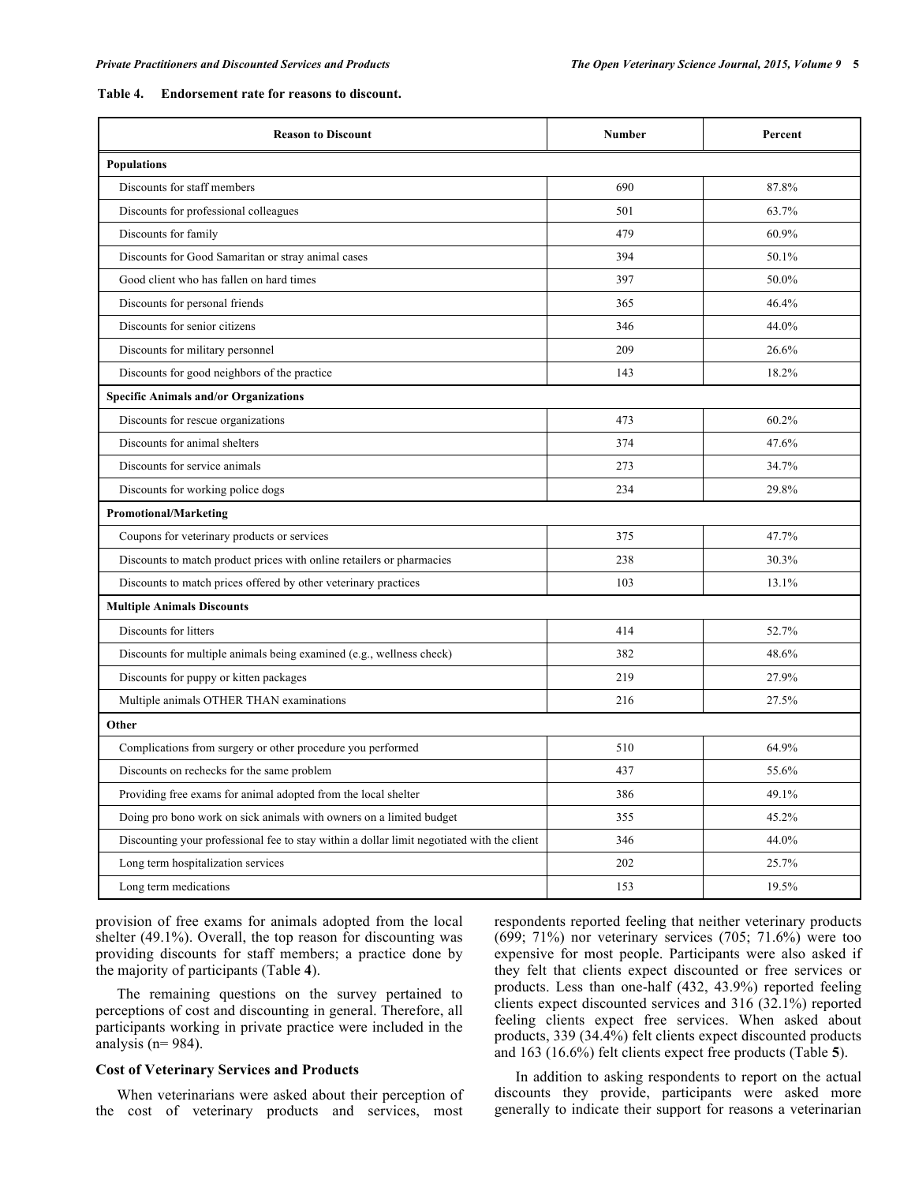**Table 4. Endorsement rate for reasons to discount.**

| Reason to Discount | Number | Percent |
|---|---|---|
| **Populations** | | |
| Discounts for staff members | 690 | 87.8% |
| Discounts for professional colleagues | 501 | 63.7% |
| Discounts for family | 479 | 60.9% |
| Discounts for Good Samaritan or stray animal cases | 394 | 50.1% |
| Good client who has fallen on hard times | 397 | 50.0% |
| Discounts for personal friends | 365 | 46.4% |
| Discounts for senior citizens | 346 | 44.0% |
| Discounts for military personnel | 209 | 26.6% |
| Discounts for good neighbors of the practice | 143 | 18.2% |
| **Specific Animals and/or Organizations** | | |
| Discounts for rescue organizations | 473 | 60.2% |
| Discounts for animal shelters | 374 | 47.6% |
| Discounts for service animals | 273 | 34.7% |
| Discounts for working police dogs | 234 | 29.8% |
| **Promotional/Marketing** | | |
| Coupons for veterinary products or services | 375 | 47.7% |
| Discounts to match product prices with online retailers or pharmacies | 238 | 30.3% |
| Discounts to match prices offered by other veterinary practices | 103 | 13.1% |
| **Multiple Animals Discounts** | | |
| Discounts for litters | 414 | 52.7% |
| Discounts for multiple animals being examined (e.g., wellness check) | 382 | 48.6% |
| Discounts for puppy or kitten packages | 219 | 27.9% |
| Multiple animals OTHER THAN examinations | 216 | 27.5% |
| **Other** | | |
| Complications from surgery or other procedure you performed | 510 | 64.9% |
| Discounts on rechecks for the same problem | 437 | 55.6% |
| Providing free exams for animal adopted from the local shelter | 386 | 49.1% |
| Doing pro bono work on sick animals with owners on a limited budget | 355 | 45.2% |
| Discounting your professional fee to stay within a dollar limit negotiated with the client | 346 | 44.0% |
| Long term hospitalization services | 202 | 25.7% |
| Long term medications | 153 | 19.5% |

provision of free exams for animals adopted from the local shelter (49.1%). Overall, the top reason for discounting was providing discounts for staff members; a practice done by the majority of participants (Table **4**).

The remaining questions on the survey pertained to perceptions of cost and discounting in general. Therefore, all participants working in private practice were included in the analysis (n= 984).

### Cost of Veterinary Services and Products

When veterinarians were asked about their perception of the cost of veterinary products and services, most respondents reported feeling that neither veterinary products (699; 71%) nor veterinary services (705; 71.6%) were too expensive for most people. Participants were also asked if they felt that clients expect discounted or free services or products. Less than one-half (432, 43.9%) reported feeling clients expect discounted services and 316 (32.1%) reported feeling clients expect free services. When asked about products, 339 (34.4%) felt clients expect discounted products and 163 (16.6%) felt clients expect free products (Table **5**).

In addition to asking respondents to report on the actual discounts they provide, participants were asked more generally to indicate their support for reasons a veterinarian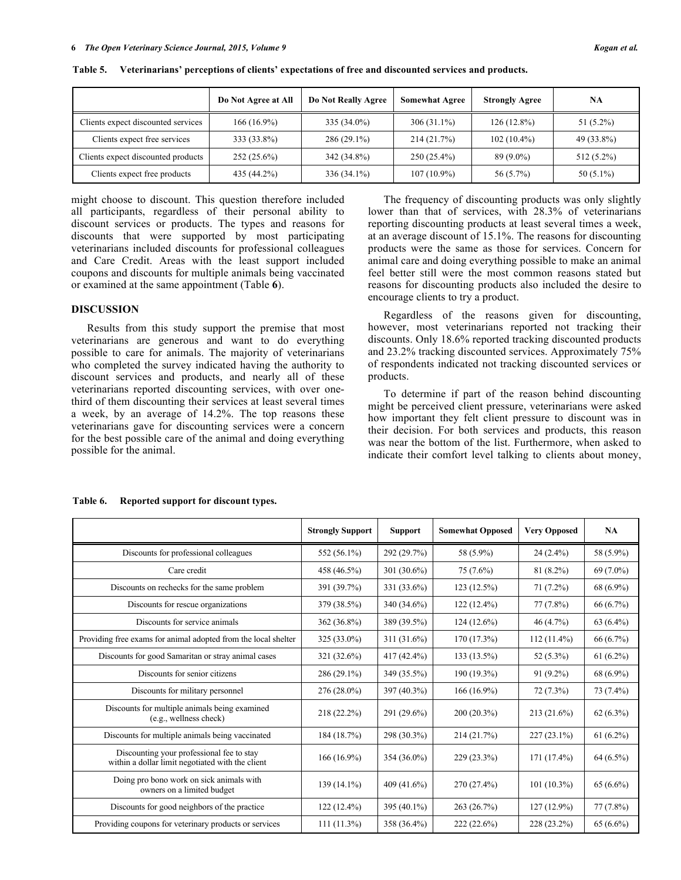**Table 5. Veterinarians' perceptions of clients' expectations of free and discounted services and products.**

| | Do Not Agree at All | Do Not Really Agree | Somewhat Agree | Strongly Agree | NA |
|---|---|---|---|---|---|
| Clients expect discounted services | 166 (16.9%) | 335 (34.0%) | 306 (31.1%) | 126 (12.8%) | 51 (5.2%) |
| Clients expect free services | 333 (33.8%) | 286 (29.1%) | 214 (21.7%) | 102 (10.4%) | 49 (33.8%) |
| Clients expect discounted products | 252 (25.6%) | 342 (34.8%) | 250 (25.4%) | 89 (9.0%) | 512 (5.2%) |
| Clients expect free products | 435 (44.2%) | 336 (34.1%) | 107 (10.9%) | 56 (5.7%) | 50 (5.1%) |

might choose to discount. This question therefore included all participants, regardless of their personal ability to discount services or products. The types and reasons for discounts that were supported by most participating veterinarians included discounts for professional colleagues and Care Credit. Areas with the least support included coupons and discounts for multiple animals being vaccinated or examined at the same appointment (Table **6**).

## DISCUSSION

Results from this study support the premise that most veterinarians are generous and want to do everything possible to care for animals. The majority of veterinarians who completed the survey indicated having the authority to discount services and products, and nearly all of these veterinarians reported discounting services, with over one-third of them discounting their services at least several times a week, by an average of 14.2%. The top reasons these veterinarians gave for discounting services were a concern for the best possible care of the animal and doing everything possible for the animal.

The frequency of discounting products was only slightly lower than that of services, with 28.3% of veterinarians reporting discounting products at least several times a week, at an average discount of 15.1%. The reasons for discounting products were the same as those for services. Concern for animal care and doing everything possible to make an animal feel better still were the most common reasons stated but reasons for discounting products also included the desire to encourage clients to try a product.

Regardless of the reasons given for discounting, however, most veterinarians reported not tracking their discounts. Only 18.6% reported tracking discounted products and 23.2% tracking discounted services. Approximately 75% of respondents indicated not tracking discounted services or products.

To determine if part of the reason behind discounting might be perceived client pressure, veterinarians were asked how important they felt client pressure to discount was in their decision. For both services and products, this reason was near the bottom of the list. Furthermore, when asked to indicate their comfort level talking to clients about money,

**Table 6. Reported support for discount types.**

| | Strongly Support | Support | Somewhat Opposed | Very Opposed | NA |
|---|---|---|---|---|---|
| Discounts for professional colleagues | 552 (56.1%) | 292 (29.7%) | 58 (5.9%) | 24 (2.4%) | 58 (5.9%) |
| Care credit | 458 (46.5%) | 301 (30.6%) | 75 (7.6%) | 81 (8.2%) | 69 (7.0%) |
| Discounts on rechecks for the same problem | 391 (39.7%) | 331 (33.6%) | 123 (12.5%) | 71 (7.2%) | 68 (6.9%) |
| Discounts for rescue organizations | 379 (38.5%) | 340 (34.6%) | 122 (12.4%) | 77 (7.8%) | 66 (6.7%) |
| Discounts for service animals | 362 (36.8%) | 389 (39.5%) | 124 (12.6%) | 46 (4.7%) | 63 (6.4%) |
| Providing free exams for animal adopted from the local shelter | 325 (33.0%) | 311 (31.6%) | 170 (17.3%) | 112 (11.4%) | 66 (6.7%) |
| Discounts for good Samaritan or stray animal cases | 321 (32.6%) | 417 (42.4%) | 133 (13.5%) | 52 (5.3%) | 61 (6.2%) |
| Discounts for senior citizens | 286 (29.1%) | 349 (35.5%) | 190 (19.3%) | 91 (9.2%) | 68 (6.9%) |
| Discounts for military personnel | 276 (28.0%) | 397 (40.3%) | 166 (16.9%) | 72 (7.3%) | 73 (7.4%) |
| Discounts for multiple animals being examined (e.g., wellness check) | 218 (22.2%) | 291 (29.6%) | 200 (20.3%) | 213 (21.6%) | 62 (6.3%) |
| Discounts for multiple animals being vaccinated | 184 (18.7%) | 298 (30.3%) | 214 (21.7%) | 227 (23.1%) | 61 (6.2%) |
| Discounting your professional fee to stay within a dollar limit negotiated with the client | 166 (16.9%) | 354 (36.0%) | 229 (23.3%) | 171 (17.4%) | 64 (6.5%) |
| Doing pro bono work on sick animals with owners on a limited budget | 139 (14.1%) | 409 (41.6%) | 270 (27.4%) | 101 (10.3%) | 65 (6.6%) |
| Discounts for good neighbors of the practice | 122 (12.4%) | 395 (40.1%) | 263 (26.7%) | 127 (12.9%) | 77 (7.8%) |
| Providing coupons for veterinary products or services | 111 (11.3%) | 358 (36.4%) | 222 (22.6%) | 228 (23.2%) | 65 (6.6%) |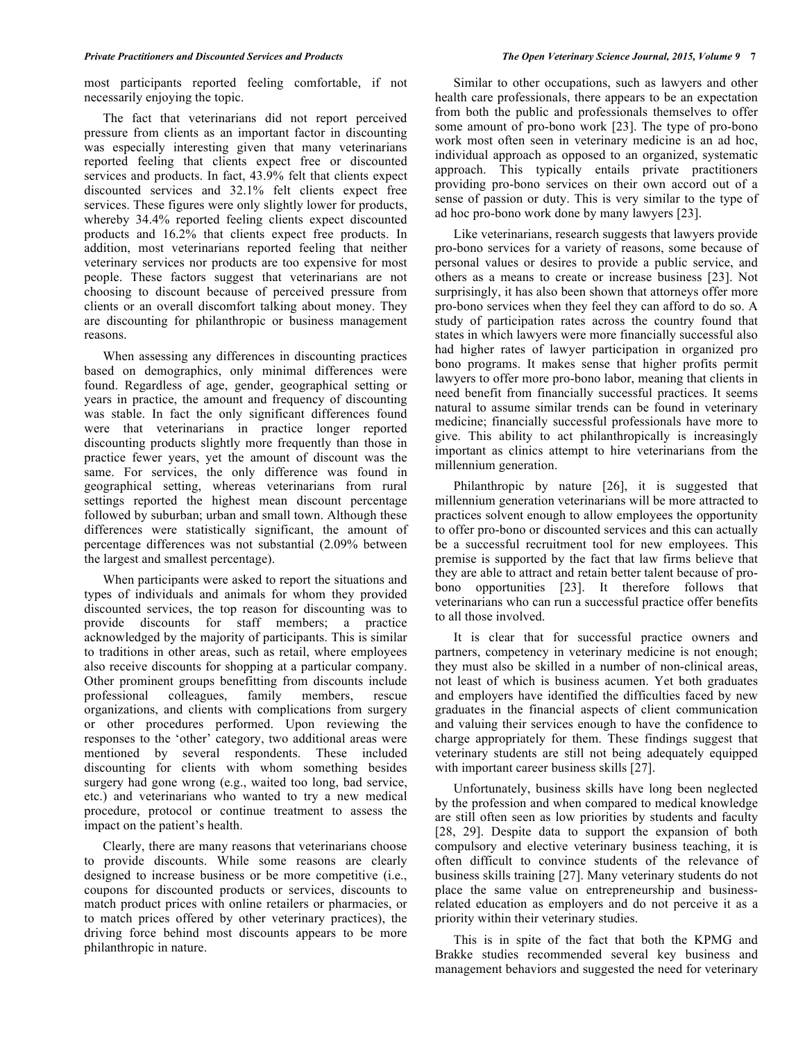most participants reported feeling comfortable, if not necessarily enjoying the topic.

The fact that veterinarians did not report perceived pressure from clients as an important factor in discounting was especially interesting given that many veterinarians reported feeling that clients expect free or discounted services and products. In fact, 43.9% felt that clients expect discounted services and 32.1% felt clients expect free services. These figures were only slightly lower for products, whereby 34.4% reported feeling clients expect discounted products and 16.2% that clients expect free products. In addition, most veterinarians reported feeling that neither veterinary services nor products are too expensive for most people. These factors suggest that veterinarians are not choosing to discount because of perceived pressure from clients or an overall discomfort talking about money. They are discounting for philanthropic or business management reasons.

When assessing any differences in discounting practices based on demographics, only minimal differences were found. Regardless of age, gender, geographical setting or years in practice, the amount and frequency of discounting was stable. In fact the only significant differences found were that veterinarians in practice longer reported discounting products slightly more frequently than those in practice fewer years, yet the amount of discount was the same. For services, the only difference was found in geographical setting, whereas veterinarians from rural settings reported the highest mean discount percentage followed by suburban; urban and small town. Although these differences were statistically significant, the amount of percentage differences was not substantial (2.09% between the largest and smallest percentage).

When participants were asked to report the situations and types of individuals and animals for whom they provided discounted services, the top reason for discounting was to provide discounts for staff members; a practice acknowledged by the majority of participants. This is similar to traditions in other areas, such as retail, where employees also receive discounts for shopping at a particular company. Other prominent groups benefitting from discounts include professional colleagues, family members, rescue organizations, and clients with complications from surgery or other procedures performed. Upon reviewing the responses to the 'other' category, two additional areas were mentioned by several respondents. These included discounting for clients with whom something besides surgery had gone wrong (e.g., waited too long, bad service, etc.) and veterinarians who wanted to try a new medical procedure, protocol or continue treatment to assess the impact on the patient's health.

Clearly, there are many reasons that veterinarians choose to provide discounts. While some reasons are clearly designed to increase business or be more competitive (i.e., coupons for discounted products or services, discounts to match product prices with online retailers or pharmacies, or to match prices offered by other veterinary practices), the driving force behind most discounts appears to be more philanthropic in nature.

Similar to other occupations, such as lawyers and other health care professionals, there appears to be an expectation from both the public and professionals themselves to offer some amount of pro-bono work [23]. The type of pro-bono work most often seen in veterinary medicine is an ad hoc, individual approach as opposed to an organized, systematic approach. This typically entails private practitioners providing pro-bono services on their own accord out of a sense of passion or duty. This is very similar to the type of ad hoc pro-bono work done by many lawyers [23].

Like veterinarians, research suggests that lawyers provide pro-bono services for a variety of reasons, some because of personal values or desires to provide a public service, and others as a means to create or increase business [23]. Not surprisingly, it has also been shown that attorneys offer more pro-bono services when they feel they can afford to do so. A study of participation rates across the country found that states in which lawyers were more financially successful also had higher rates of lawyer participation in organized pro bono programs. It makes sense that higher profits permit lawyers to offer more pro-bono labor, meaning that clients in need benefit from financially successful practices. It seems natural to assume similar trends can be found in veterinary medicine; financially successful professionals have more to give. This ability to act philanthropically is increasingly important as clinics attempt to hire veterinarians from the millennium generation.

Philanthropic by nature [26], it is suggested that millennium generation veterinarians will be more attracted to practices solvent enough to allow employees the opportunity to offer pro-bono or discounted services and this can actually be a successful recruitment tool for new employees. This premise is supported by the fact that law firms believe that they are able to attract and retain better talent because of pro-bono opportunities [23]. It therefore follows that veterinarians who can run a successful practice offer benefits to all those involved.

It is clear that for successful practice owners and partners, competency in veterinary medicine is not enough; they must also be skilled in a number of non-clinical areas, not least of which is business acumen. Yet both graduates and employers have identified the difficulties faced by new graduates in the financial aspects of client communication and valuing their services enough to have the confidence to charge appropriately for them. These findings suggest that veterinary students are still not being adequately equipped with important career business skills [27].

Unfortunately, business skills have long been neglected by the profession and when compared to medical knowledge are still often seen as low priorities by students and faculty [28, 29]. Despite data to support the expansion of both compulsory and elective veterinary business teaching, it is often difficult to convince students of the relevance of business skills training [27]. Many veterinary students do not place the same value on entrepreneurship and business-related education as employers and do not perceive it as a priority within their veterinary studies.

This is in spite of the fact that both the KPMG and Brakke studies recommended several key business and management behaviors and suggested the need for veterinary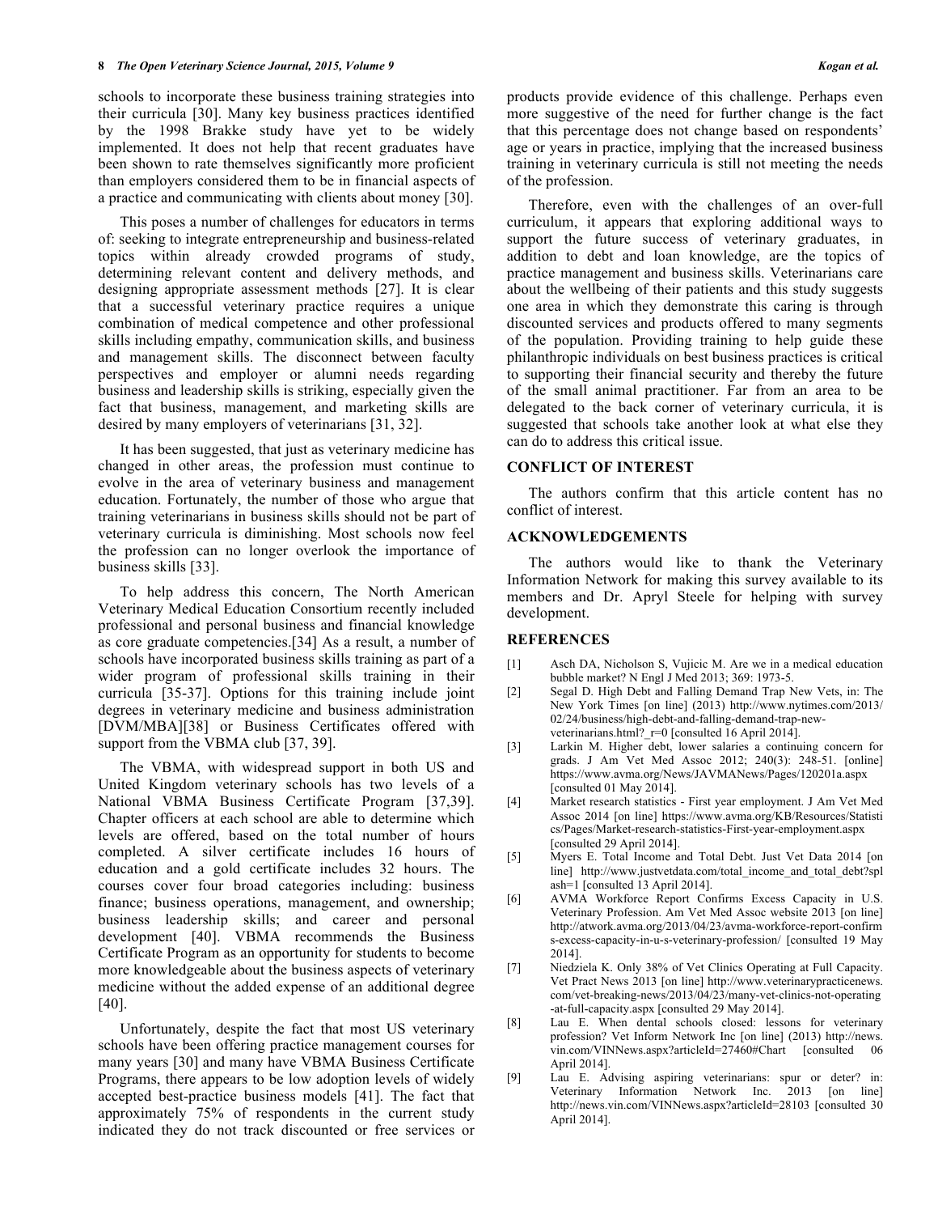schools to incorporate these business training strategies into their curricula [30]. Many key business practices identified by the 1998 Brakke study have yet to be widely implemented. It does not help that recent graduates have been shown to rate themselves significantly more proficient than employers considered them to be in financial aspects of a practice and communicating with clients about money [30].

This poses a number of challenges for educators in terms of: seeking to integrate entrepreneurship and business-related topics within already crowded programs of study, determining relevant content and delivery methods, and designing appropriate assessment methods [27]. It is clear that a successful veterinary practice requires a unique combination of medical competence and other professional skills including empathy, communication skills, and business and management skills. The disconnect between faculty perspectives and employer or alumni needs regarding business and leadership skills is striking, especially given the fact that business, management, and marketing skills are desired by many employers of veterinarians [31, 32].

It has been suggested, that just as veterinary medicine has changed in other areas, the profession must continue to evolve in the area of veterinary business and management education. Fortunately, the number of those who argue that training veterinarians in business skills should not be part of veterinary curricula is diminishing. Most schools now feel the profession can no longer overlook the importance of business skills [33].

To help address this concern, The North American Veterinary Medical Education Consortium recently included professional and personal business and financial knowledge as core graduate competencies.[34] As a result, a number of schools have incorporated business skills training as part of a wider program of professional skills training in their curricula [35-37]. Options for this training include joint degrees in veterinary medicine and business administration [DVM/MBA][38] or Business Certificates offered with support from the VBMA club [37, 39].

The VBMA, with widespread support in both US and United Kingdom veterinary schools has two levels of a National VBMA Business Certificate Program [37,39]. Chapter officers at each school are able to determine which levels are offered, based on the total number of hours completed. A silver certificate includes 16 hours of education and a gold certificate includes 32 hours. The courses cover four broad categories including: business finance; business operations, management, and ownership; business leadership skills; and career and personal development [40]. VBMA recommends the Business Certificate Program as an opportunity for students to become more knowledgeable about the business aspects of veterinary medicine without the added expense of an additional degree [40].

Unfortunately, despite the fact that most US veterinary schools have been offering practice management courses for many years [30] and many have VBMA Business Certificate Programs, there appears to be low adoption levels of widely accepted best-practice business models [41]. The fact that approximately 75% of respondents in the current study indicated they do not track discounted or free services or products provide evidence of this challenge. Perhaps even more suggestive of the need for further change is the fact that this percentage does not change based on respondents' age or years in practice, implying that the increased business training in veterinary curricula is still not meeting the needs of the profession.

Therefore, even with the challenges of an over-full curriculum, it appears that exploring additional ways to support the future success of veterinary graduates, in addition to debt and loan knowledge, are the topics of practice management and business skills. Veterinarians care about the wellbeing of their patients and this study suggests one area in which they demonstrate this caring is through discounted services and products offered to many segments of the population. Providing training to help guide these philanthropic individuals on best business practices is critical to supporting their financial security and thereby the future of the small animal practitioner. Far from an area to be delegated to the back corner of veterinary curricula, it is suggested that schools take another look at what else they can do to address this critical issue.

## CONFLICT OF INTEREST

The authors confirm that this article content has no conflict of interest.

## ACKNOWLEDGEMENTS

The authors would like to thank the Veterinary Information Network for making this survey available to its members and Dr. Apryl Steele for helping with survey development.

## REFERENCES

[1] Asch DA, Nicholson S, Vujicic M. Are we in a medical education bubble market? N Engl J Med 2013; 369: 1973-5.

[2] Segal D. High Debt and Falling Demand Trap New Vets, in: The New York Times [on line] (2013) http://www.nytimes.com/2013/02/24/business/high-debt-and-falling-demand-trap-new-veterinarians.html?_r=0 [consulted 16 April 2014].

[3] Larkin M. Higher debt, lower salaries a continuing concern for grads. J Am Vet Med Assoc 2012; 240(3): 248-51. [online] https://www.avma.org/News/JAVMANews/Pages/120201a.aspx [consulted 01 May 2014].

[4] Market research statistics - First year employment. J Am Vet Med Assoc 2014 [on line] https://www.avma.org/KB/Resources/Statistics/Pages/Market-research-statistics-First-year-employment.aspx [consulted 29 April 2014].

[5] Myers E. Total Income and Total Debt. Just Vet Data 2014 [on line] http://www.justvetdata.com/total_income_and_total_debt?splash=1 [consulted 13 April 2014].

[6] AVMA Workforce Report Confirms Excess Capacity in U.S. Veterinary Profession. Am Vet Med Assoc website 2013 [on line] http://atwork.avma.org/2013/04/23/avma-workforce-report-confirms-excess-capacity-in-us-veterinary-profession/ [consulted 19 May 2014].

[7] Niedziela K. Only 38% of Vet Clinics Operating at Full Capacity. Vet Pract News 2013 [on line] http://www.veterinarypracticenews.com/vet-breaking-news/2013/04/23/many-vet-clinics-not-operating-at-full-capacity.aspx [consulted 29 May 2014].

[8] Lau E. When dental schools closed: lessons for veterinary profession? Vet Inform Network Inc [on line] (2013) http://news.vin.com/VINNews.aspx?articleId=27460#Chart [consulted 06 April 2014].

[9] Lau E. Advising aspiring veterinarians: spur or deter? in: Veterinary Information Network Inc. 2013 [on line] http://news.vin.com/VINNews.aspx?articleId=28103 [consulted 30 April 2014].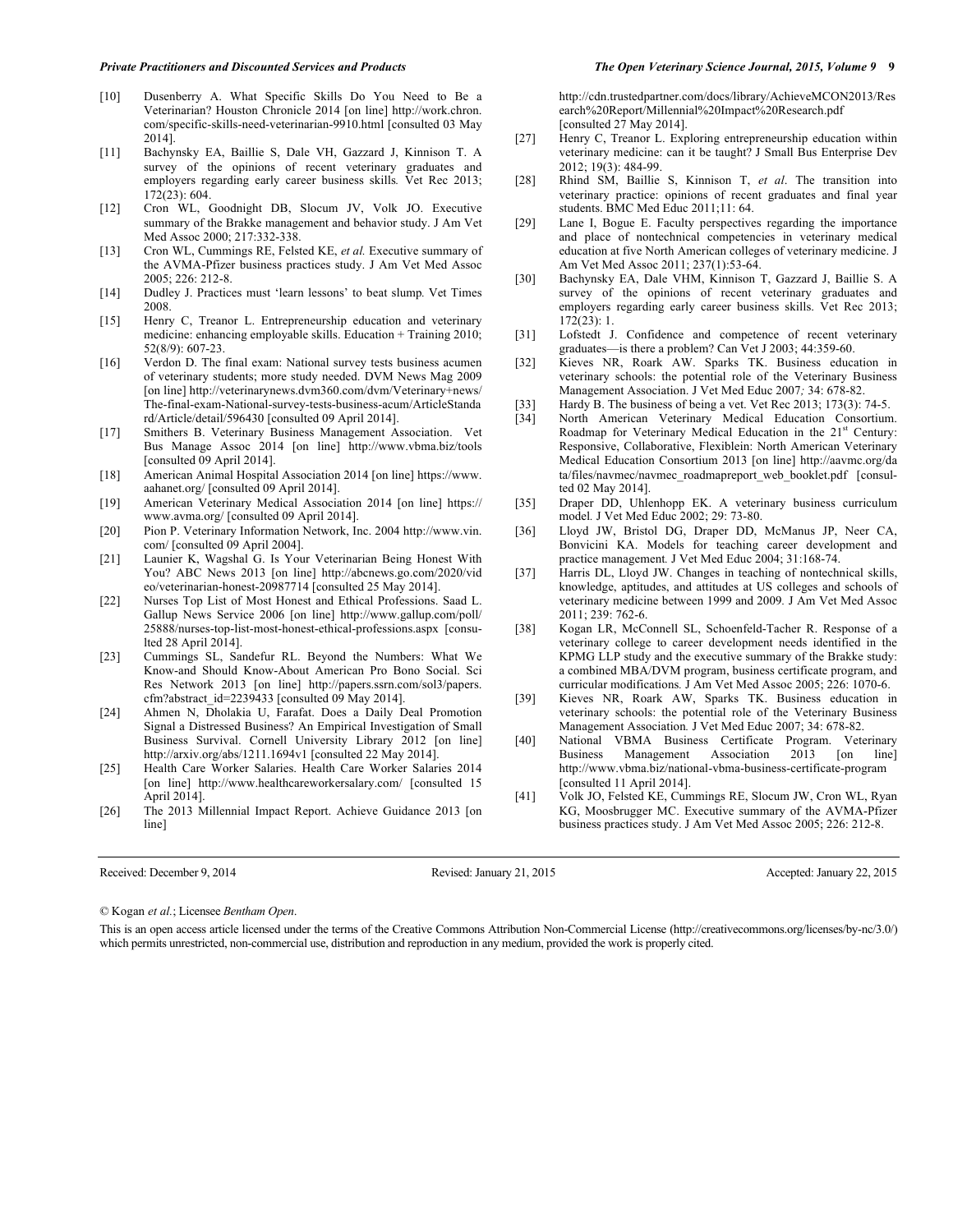[10] Dusenberry A. What Specific Skills Do You Need to Be a Veterinarian? Houston Chronicle 2014 [on line] http://work.chron.com/specific-skills-need-veterinarian-9910.html [consulted 03 May 2014].

[11] Bachynsky EA, Baillie S, Dale VH, Gazzard J, Kinnison T. A survey of the opinions of recent veterinary graduates and employers regarding early career business skills. Vet Rec 2013; 172(23): 604.

[12] Cron WL, Goodnight DB, Slocum JV, Volk JO. Executive summary of the Brakke management and behavior study. J Am Vet Med Assoc 2000; 217:332-338.

[13] Cron WL, Cummings RE, Felsted KE, *et al.* Executive summary of the AVMA-Pfizer business practices study. J Am Vet Med Assoc 2005; 226: 212-8.

[14] Dudley J. Practices must 'learn lessons' to beat slump. Vet Times 2008.

[15] Henry C, Treanor L. Entrepreneurship education and veterinary medicine: enhancing employable skills. Education + Training 2010; 52(8/9): 607-23.

[16] Verdon D. The final exam: National survey tests business acumen of veterinary students; more study needed. DVM News Mag 2009 [on line] http://veterinarynews.dvm360.com/dvm/Veterinary+news/The-final-exam-National-survey-tests-business-acum/ArticleStandard/Article/detail/596430 [consulted 09 April 2014].

[17] Smithers B. Veterinary Business Management Association. Vet Bus Manage Assoc 2014 [on line] http://www.vbma.biz/tools [consulted 09 April 2014].

[18] American Animal Hospital Association 2014 [on line] https://www.aahanet.org/ [consulted 09 April 2014].

[19] American Veterinary Medical Association 2014 [on line] https://www.avma.org/ [consulted 09 April 2014].

[20] Pion P. Veterinary Information Network, Inc. 2004 http://www.vin.com/ [consulted 09 April 2004].

[21] Launier K, Wagshal G. Is Your Veterinarian Being Honest With You? ABC News 2013 [on line] http://abcnews.go.com/2020/video/veterinarian-honest-20987714 [consulted 25 May 2014].

[22] Nurses Top List of Most Honest and Ethical Professions. Saad L. Gallup News Service 2006 [on line] http://www.gallup.com/poll/25888/nurses-top-list-most-honest-ethical-professions.aspx [consulted 28 April 2014].

[23] Cummings SL, Sandefur RL. Beyond the Numbers: What We Know-and Should Know-About American Pro Bono Social. Sci Res Network 2013 [on line] http://papers.ssrn.com/sol3/papers.cfm?abstract_id=2239433 [consulted 09 May 2014].

[24] Ahmen N, Dholakia U, Farafat. Does a Daily Deal Promotion Signal a Distressed Business? An Empirical Investigation of Small Business Survival. Cornell University Library 2012 [on line] http://arxiv.org/abs/1211.1694v1 [consulted 22 May 2014].

[25] Health Care Worker Salaries. Health Care Worker Salaries 2014 [on line] http://www.healthcareworkersalary.com/ [consulted 15 April 2014].

[26] The 2013 Millennial Impact Report. Achieve Guidance 2013 [on line] http://cdn.trustedpartner.com/docs/library/AchieveMCON2013/Research%20Report/Millennial%20Impact%20Research.pdf [consulted 27 May 2014].

[27] Henry C, Treanor L. Exploring entrepreneurship education within veterinary medicine: can it be taught? J Small Bus Enterprise Dev 2012; 19(3): 484-99.

[28] Rhind SM, Baillie S, Kinnison T, *et al*. The transition into veterinary practice: opinions of recent graduates and final year students. BMC Med Educ 2011;11: 64.

[29] Lane I, Bogue E. Faculty perspectives regarding the importance and place of nontechnical competencies in veterinary medical education at five North American colleges of veterinary medicine. J Am Vet Med Assoc 2011; 237(1):53-64.

[30] Bachynsky EA, Dale VHM, Kinnison T, Gazzard J, Baillie S. A survey of the opinions of recent veterinary graduates and employers regarding early career business skills. Vet Rec 2013; 172(23): 1.

[31] Lofstedt J. Confidence and competence of recent veterinary graduates—is there a problem? Can Vet J 2003; 44:359-60.

[32] Kieves NR, Roark AW. Sparks TK. Business education in veterinary schools: the potential role of the Veterinary Business Management Association. J Vet Med Educ 2007; 34: 678-82.

[33] Hardy B. The business of being a vet. Vet Rec 2013; 173(3): 74-5.

[34] North American Veterinary Medical Education Consortium. Roadmap for Veterinary Medical Education in the 21st Century: Responsive, Collaborative, Flexiblein: North American Veterinary Medical Education Consortium 2013 [on line] http://aavmc.org/data/files/navmec/navmec_roadmapreport_web_booklet.pdf [consulted 02 May 2014].

[35] Draper DD, Uhlenhopp EK. A veterinary business curriculum model. J Vet Med Educ 2002; 29: 73-80.

[36] Lloyd JW, Bristol DG, Draper DD, McManus JP, Neer CA, Bonvicini KA. Models for teaching career development and practice management. J Vet Med Educ 2004; 31:168-74.

[37] Harris DL, Lloyd JW. Changes in teaching of nontechnical skills, knowledge, aptitudes, and attitudes at US colleges and schools of veterinary medicine between 1999 and 2009. J Am Vet Med Assoc 2011; 239: 762-6.

[38] Kogan LR, McConnell SL, Schoenfeld-Tacher R. Response of a veterinary college to career development needs identified in the KPMG LLP study and the executive summary of the Brakke study: a combined MBA/DVM program, business certificate program, and curricular modifications. J Am Vet Med Assoc 2005; 226: 1070-6.

[39] Kieves NR, Roark AW, Sparks TK. Business education in veterinary schools: the potential role of the Veterinary Business Management Association. J Vet Med Educ 2007; 34: 678-82.

[40] National VBMA Business Certificate Program. Veterinary Business Management Association 2013 [on line] http://www.vbma.biz/national-vbma-business-certificate-program [consulted 11 April 2014].

[41] Volk JO, Felsted KE, Cummings RE, Slocum JW, Cron WL, Ryan KG, Moosbrugger MC. Executive summary of the AVMA-Pfizer business practices study. J Am Vet Med Assoc 2005; 226: 212-8.

Received: December 9, 2014 Revised: January 21, 2015 Accepted: January 22, 2015

© Kogan *et al.*; Licensee *Bentham Open*.

This is an open access article licensed under the terms of the Creative Commons Attribution Non-Commercial License (http://creativecommons.org/licenses/by-nc/3.0/) which permits unrestricted, non-commercial use, distribution and reproduction in any medium, provided the work is properly cited.